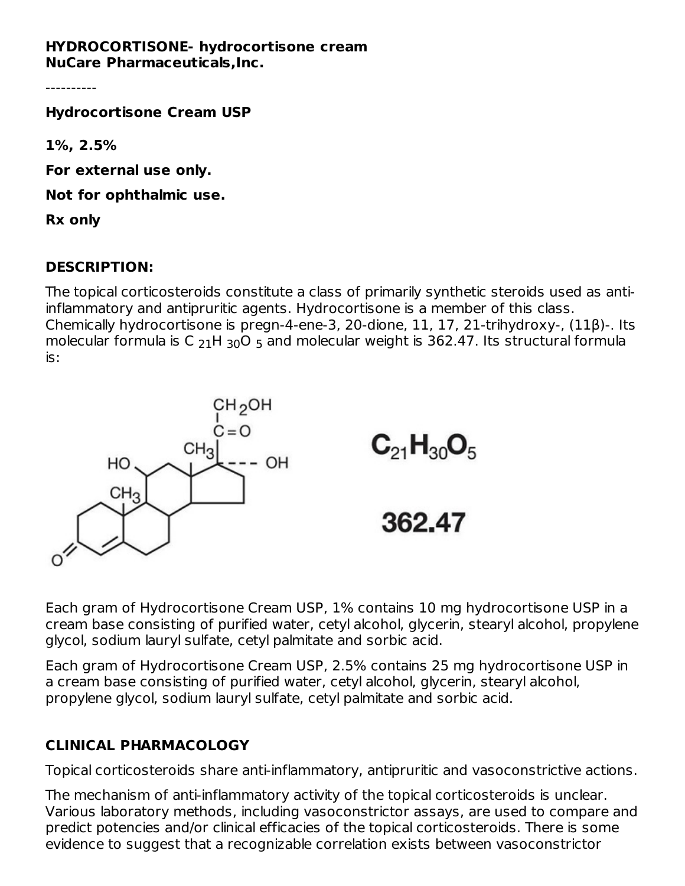**HYDROCORTISONE- hydrocortisone cream**
**NuCare Pharmaceuticals,Inc.**

----------

**Hydrocortisone Cream USP**

**1%, 2.5%**

**For external use only.**

**Not for ophthalmic use.**

**Rx only**

## DESCRIPTION:

The topical corticosteroids constitute a class of primarily synthetic steroids used as anti-inflammatory and antipruritic agents. Hydrocortisone is a member of this class. Chemically hydrocortisone is pregn-4-ene-3, 20-dione, 11, 17, 21-trihydroxy-, (11β)-. Its molecular formula is $C_{21}H_{30}O_5$ and molecular weight is 362.47. Its structural formula is:

$C_{21}H_{30}O_5$

362.47

Each gram of Hydrocortisone Cream USP, 1% contains 10 mg hydrocortisone USP in a cream base consisting of purified water, cetyl alcohol, glycerin, stearyl alcohol, propylene glycol, sodium lauryl sulfate, cetyl palmitate and sorbic acid.

Each gram of Hydrocortisone Cream USP, 2.5% contains 25 mg hydrocortisone USP in a cream base consisting of purified water, cetyl alcohol, glycerin, stearyl alcohol, propylene glycol, sodium lauryl sulfate, cetyl palmitate and sorbic acid.

## CLINICAL PHARMACOLOGY

Topical corticosteroids share anti-inflammatory, antipruritic and vasoconstrictive actions.

The mechanism of anti-inflammatory activity of the topical corticosteroids is unclear. Various laboratory methods, including vasoconstrictor assays, are used to compare and predict potencies and/or clinical efficacies of the topical corticosteroids. There is some evidence to suggest that a recognizable correlation exists between vasoconstrictor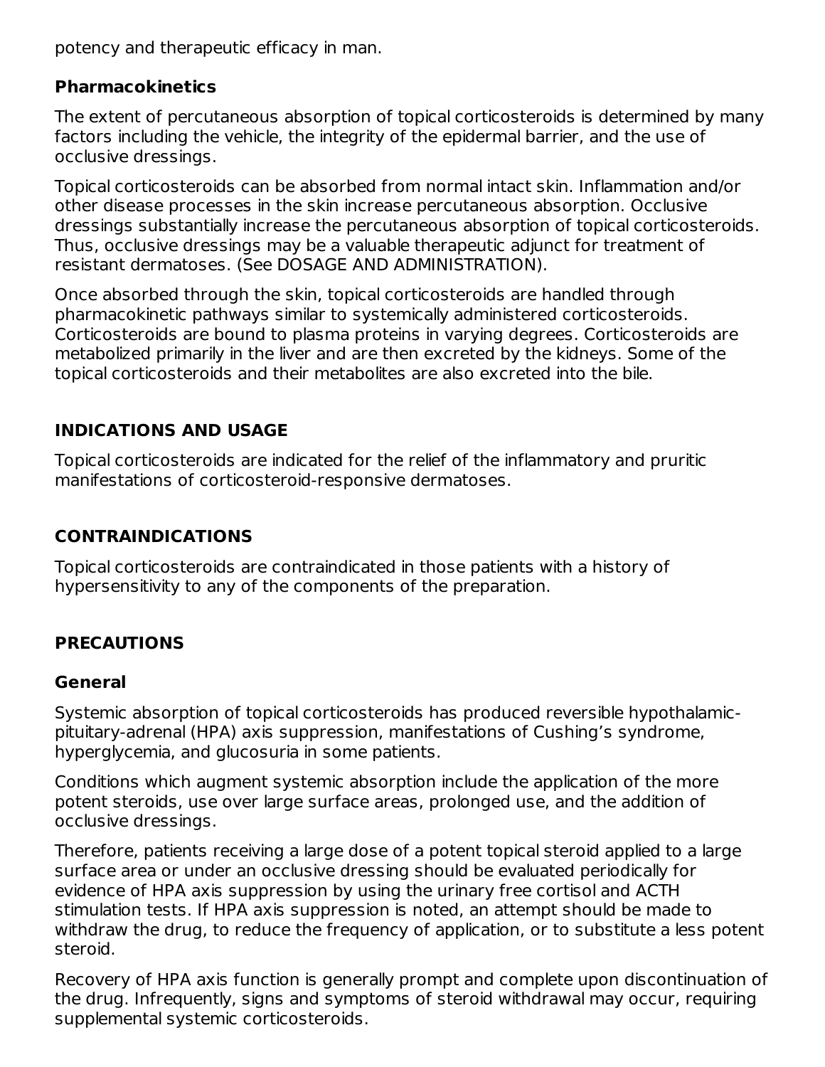potency and therapeutic efficacy in man.

### Pharmacokinetics

The extent of percutaneous absorption of topical corticosteroids is determined by many factors including the vehicle, the integrity of the epidermal barrier, and the use of occlusive dressings.

Topical corticosteroids can be absorbed from normal intact skin. Inflammation and/or other disease processes in the skin increase percutaneous absorption. Occlusive dressings substantially increase the percutaneous absorption of topical corticosteroids. Thus, occlusive dressings may be a valuable therapeutic adjunct for treatment of resistant dermatoses. (See DOSAGE AND ADMINISTRATION).

Once absorbed through the skin, topical corticosteroids are handled through pharmacokinetic pathways similar to systemically administered corticosteroids. Corticosteroids are bound to plasma proteins in varying degrees. Corticosteroids are metabolized primarily in the liver and are then excreted by the kidneys. Some of the topical corticosteroids and their metabolites are also excreted into the bile.

## INDICATIONS AND USAGE

Topical corticosteroids are indicated for the relief of the inflammatory and pruritic manifestations of corticosteroid-responsive dermatoses.

## CONTRAINDICATIONS

Topical corticosteroids are contraindicated in those patients with a history of hypersensitivity to any of the components of the preparation.

## PRECAUTIONS

### General

Systemic absorption of topical corticosteroids has produced reversible hypothalamic-pituitary-adrenal (HPA) axis suppression, manifestations of Cushing's syndrome, hyperglycemia, and glucosuria in some patients.

Conditions which augment systemic absorption include the application of the more potent steroids, use over large surface areas, prolonged use, and the addition of occlusive dressings.

Therefore, patients receiving a large dose of a potent topical steroid applied to a large surface area or under an occlusive dressing should be evaluated periodically for evidence of HPA axis suppression by using the urinary free cortisol and ACTH stimulation tests. If HPA axis suppression is noted, an attempt should be made to withdraw the drug, to reduce the frequency of application, or to substitute a less potent steroid.

Recovery of HPA axis function is generally prompt and complete upon discontinuation of the drug. Infrequently, signs and symptoms of steroid withdrawal may occur, requiring supplemental systemic corticosteroids.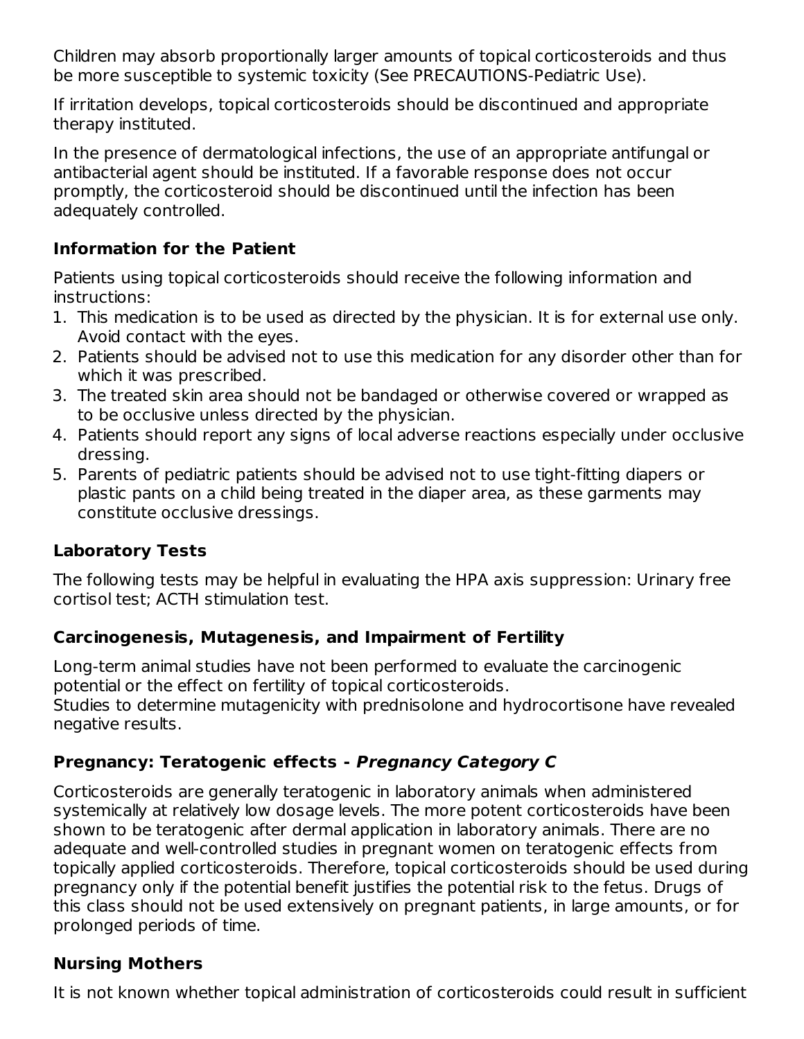Children may absorb proportionally larger amounts of topical corticosteroids and thus be more susceptible to systemic toxicity (See PRECAUTIONS-Pediatric Use).

If irritation develops, topical corticosteroids should be discontinued and appropriate therapy instituted.

In the presence of dermatological infections, the use of an appropriate antifungal or antibacterial agent should be instituted. If a favorable response does not occur promptly, the corticosteroid should be discontinued until the infection has been adequately controlled.

### Information for the Patient

Patients using topical corticosteroids should receive the following information and instructions:

1. This medication is to be used as directed by the physician. It is for external use only. Avoid contact with the eyes.
2. Patients should be advised not to use this medication for any disorder other than for which it was prescribed.
3. The treated skin area should not be bandaged or otherwise covered or wrapped as to be occlusive unless directed by the physician.
4. Patients should report any signs of local adverse reactions especially under occlusive dressing.
5. Parents of pediatric patients should be advised not to use tight-fitting diapers or plastic pants on a child being treated in the diaper area, as these garments may constitute occlusive dressings.

### Laboratory Tests

The following tests may be helpful in evaluating the HPA axis suppression: Urinary free cortisol test; ACTH stimulation test.

### Carcinogenesis, Mutagenesis, and Impairment of Fertility

Long-term animal studies have not been performed to evaluate the carcinogenic potential or the effect on fertility of topical corticosteroids.
Studies to determine mutagenicity with prednisolone and hydrocortisone have revealed negative results.

### Pregnancy: Teratogenic effects - *Pregnancy Category C*

Corticosteroids are generally teratogenic in laboratory animals when administered systemically at relatively low dosage levels. The more potent corticosteroids have been shown to be teratogenic after dermal application in laboratory animals. There are no adequate and well-controlled studies in pregnant women on teratogenic effects from topically applied corticosteroids. Therefore, topical corticosteroids should be used during pregnancy only if the potential benefit justifies the potential risk to the fetus. Drugs of this class should not be used extensively on pregnant patients, in large amounts, or for prolonged periods of time.

### Nursing Mothers

It is not known whether topical administration of corticosteroids could result in sufficient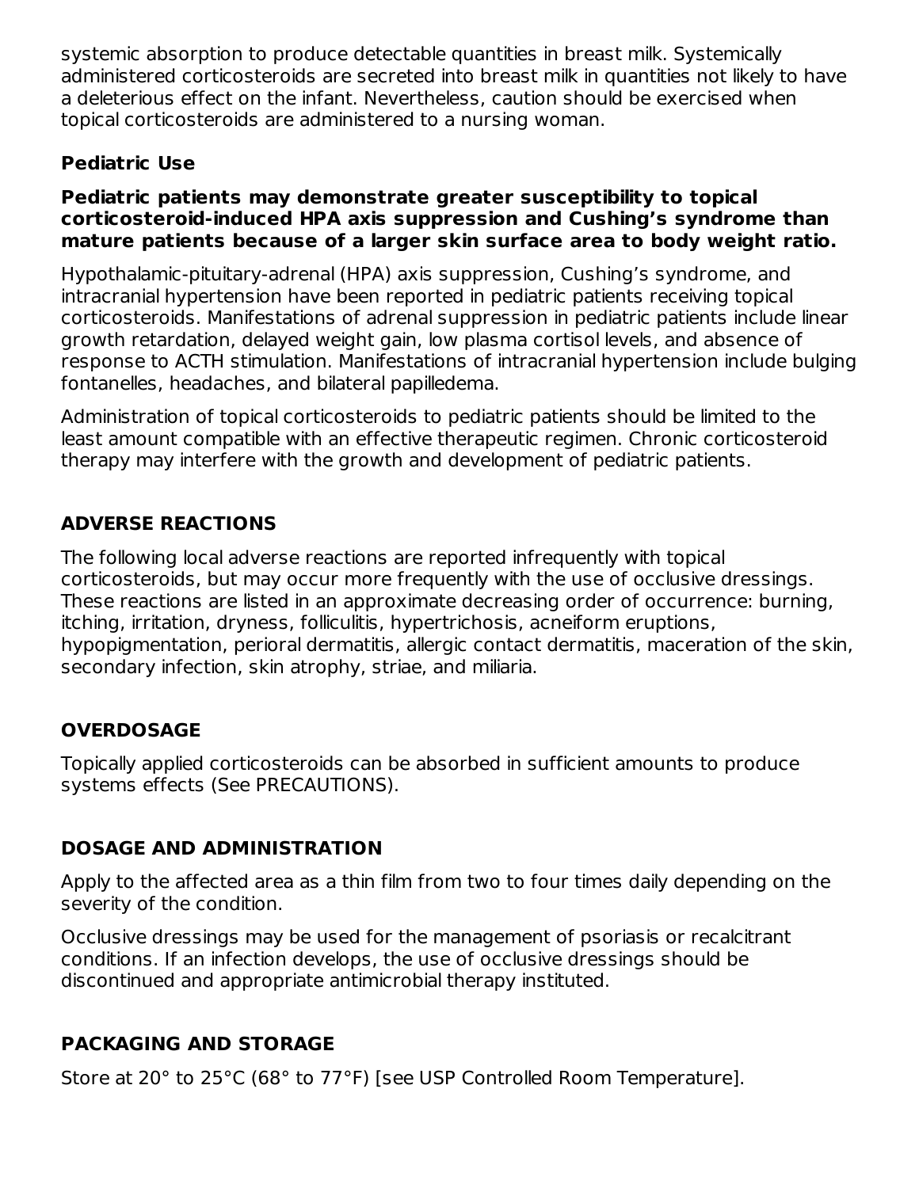systemic absorption to produce detectable quantities in breast milk. Systemically administered corticosteroids are secreted into breast milk in quantities not likely to have a deleterious effect on the infant. Nevertheless, caution should be exercised when topical corticosteroids are administered to a nursing woman.

### Pediatric Use

**Pediatric patients may demonstrate greater susceptibility to topical corticosteroid-induced HPA axis suppression and Cushing's syndrome than mature patients because of a larger skin surface area to body weight ratio.**

Hypothalamic-pituitary-adrenal (HPA) axis suppression, Cushing's syndrome, and intracranial hypertension have been reported in pediatric patients receiving topical corticosteroids. Manifestations of adrenal suppression in pediatric patients include linear growth retardation, delayed weight gain, low plasma cortisol levels, and absence of response to ACTH stimulation. Manifestations of intracranial hypertension include bulging fontanelles, headaches, and bilateral papilledema.

Administration of topical corticosteroids to pediatric patients should be limited to the least amount compatible with an effective therapeutic regimen. Chronic corticosteroid therapy may interfere with the growth and development of pediatric patients.

## ADVERSE REACTIONS

The following local adverse reactions are reported infrequently with topical corticosteroids, but may occur more frequently with the use of occlusive dressings. These reactions are listed in an approximate decreasing order of occurrence: burning, itching, irritation, dryness, folliculitis, hypertrichosis, acneiform eruptions, hypopigmentation, perioral dermatitis, allergic contact dermatitis, maceration of the skin, secondary infection, skin atrophy, striae, and miliaria.

## OVERDOSAGE

Topically applied corticosteroids can be absorbed in sufficient amounts to produce systems effects (See PRECAUTIONS).

## DOSAGE AND ADMINISTRATION

Apply to the affected area as a thin film from two to four times daily depending on the severity of the condition.

Occlusive dressings may be used for the management of psoriasis or recalcitrant conditions. If an infection develops, the use of occlusive dressings should be discontinued and appropriate antimicrobial therapy instituted.

## PACKAGING AND STORAGE

Store at 20° to 25°C (68° to 77°F) [see USP Controlled Room Temperature].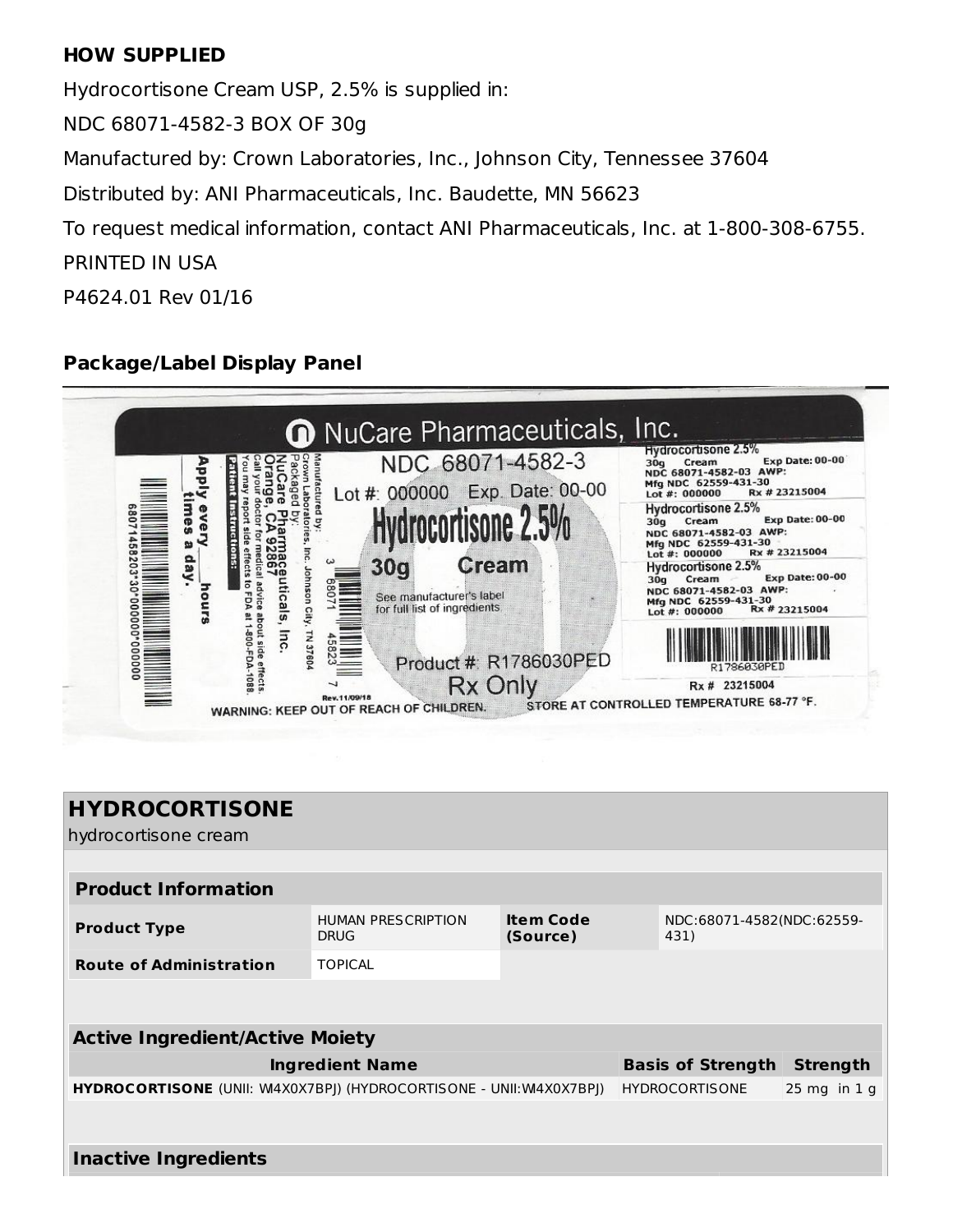## HOW SUPPLIED

Hydrocortisone Cream USP, 2.5% is supplied in:

NDC 68071-4582-3 BOX OF 30g

Manufactured by: Crown Laboratories, Inc., Johnson City, Tennessee 37604

Distributed by: ANI Pharmaceuticals, Inc. Baudette, MN 56623

To request medical information, contact ANI Pharmaceuticals, Inc. at 1-800-308-6755.

PRINTED IN USA

P4624.01 Rev 01/16

## Package/Label Display Panel

NuCare Pharmaceuticals, Inc.

NDC 68071-4582-3

Lot #: 000000 Exp. Date: 00-00

Hydrocortisone 2.5%

30g Cream

See manufacturer's label for full list of ingredients

Product #: R1786030PED

Rx Only

Manufactured by: Crown Laboratories, Inc. Johnson City, TN 37604

Packaged by: NuCare Pharmaceuticals, Inc. Orange, CA 92867

Call your doctor for medical advice about side effects. You may report side effects to FDA at 1-800-FDA-1088.

Patient Instructions: Apply every ___ hours ___ times a day.

Rev.11/09/18

WARNING: KEEP OUT OF REACH OF CHILDREN. STORE AT CONTROLLED TEMPERATURE 68-77 °F.

Hydrocortisone 2.5% 30g Cream Exp Date: 00-00 NDC 68071-4582-03 AWP: Mfg NDC 62559-431-30 Lot #: 000000 Rx # 23215004

Hydrocortisone 2.5% 30g Cream Exp Date: 00-00 NDC 68071-4582-03 AWP: Mfg NDC 62559-431-30 Lot #: 000000 Rx # 23215004

Hydrocortisone 2.5% 30g Cream Exp Date: 00-00 NDC 68071-4582-03 AWP: Mfg NDC 62559-431-30 Lot #: 000000 Rx # 23215004

R1786030PED

Rx # 23215004

| HYDROCORTISONE | | | |
|---|---|---|---|
| hydrocortisone cream | | | |

| Product Information | | | |
|---|---|---|---|
| Product Type | HUMAN PRESCRIPTION DRUG | Item Code (Source) | NDC:68071-4582(NDC:62559-431) |
| Route of Administration | TOPICAL | | |

| Active Ingredient/Active Moiety | | |
|---|---|---|
| Ingredient Name | Basis of Strength | Strength |
| HYDROCORTISONE (UNII: WI4X0X7BPJ) (HYDROCORTISONE - UNII:WI4X0X7BPJ) | HYDROCORTISONE | 25 mg in 1 g |

| Inactive Ingredients |
|---|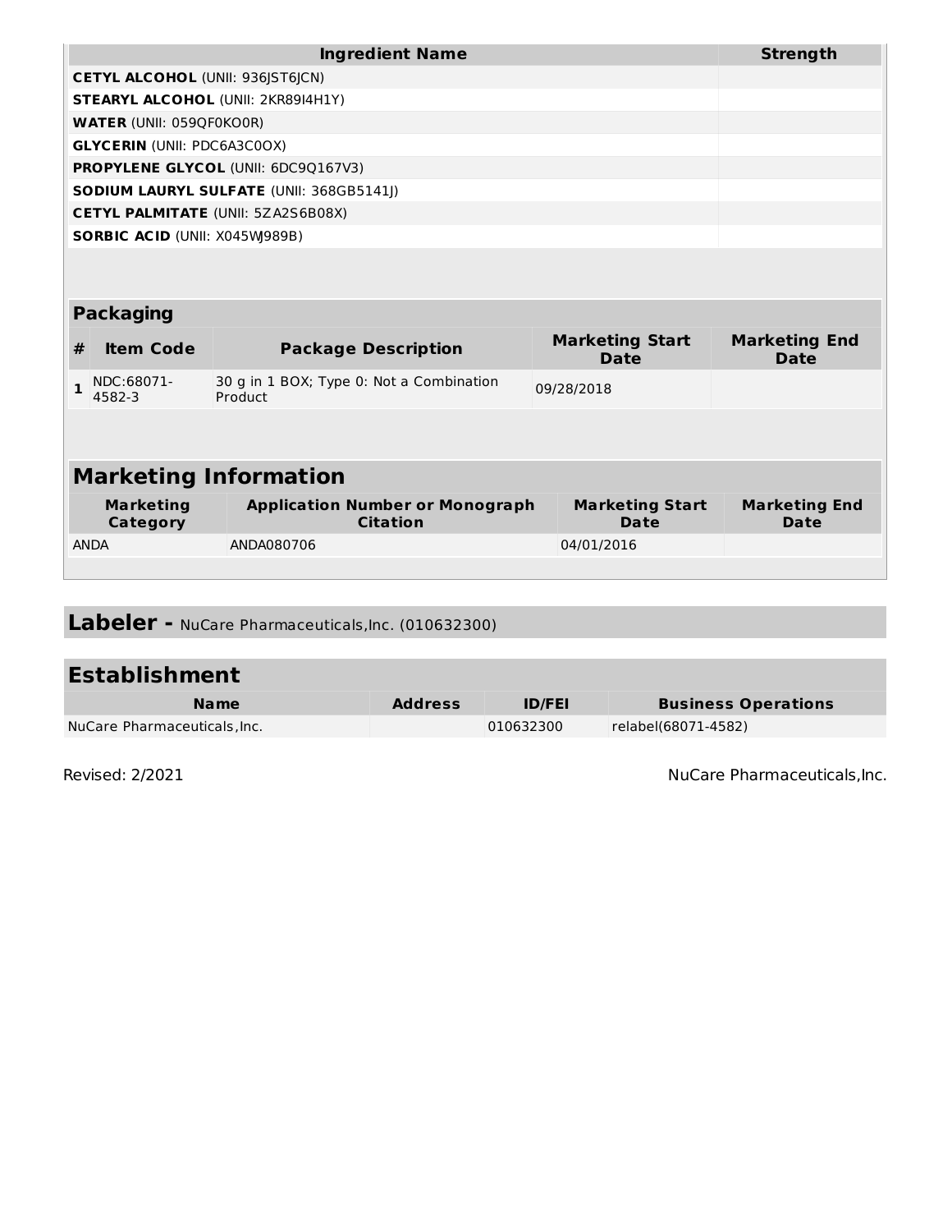| Ingredient Name | Strength |
|---|---|
| **CETYL ALCOHOL** (UNII: 936JST6JCN) | |
| **STEARYL ALCOHOL** (UNII: 2KR89I4H1Y) | |
| **WATER** (UNII: 059QF0KO0R) | |
| **GLYCERIN** (UNII: PDC6A3C0OX) | |
| **PROPYLENE GLYCOL** (UNII: 6DC9Q167V3) | |
| **SODIUM LAURYL SULFATE** (UNII: 368GB5141J) | |
| **CETYL PALMITATE** (UNII: 5ZA2S6B08X) | |
| **SORBIC ACID** (UNII: X045WJ989B) | |

## Packaging

| # | Item Code | Package Description | Marketing Start Date | Marketing End Date |
|---|---|---|---|---|
| 1 | NDC:68071-4582-3 | 30 g in 1 BOX; Type 0: Not a Combination Product | 09/28/2018 | |

## Marketing Information

| Marketing Category | Application Number or Monograph Citation | Marketing Start Date | Marketing End Date |
|---|---|---|---|
| ANDA | ANDA080706 | 04/01/2016 | |

## Labeler - NuCare Pharmaceuticals,Inc. (010632300)

## Establishment

| Name | Address | ID/FEI | Business Operations |
|---|---|---|---|
| NuCare Pharmaceuticals,Inc. | | 010632300 | relabel(68071-4582) |

Revised: 2/2021

NuCare Pharmaceuticals,Inc.